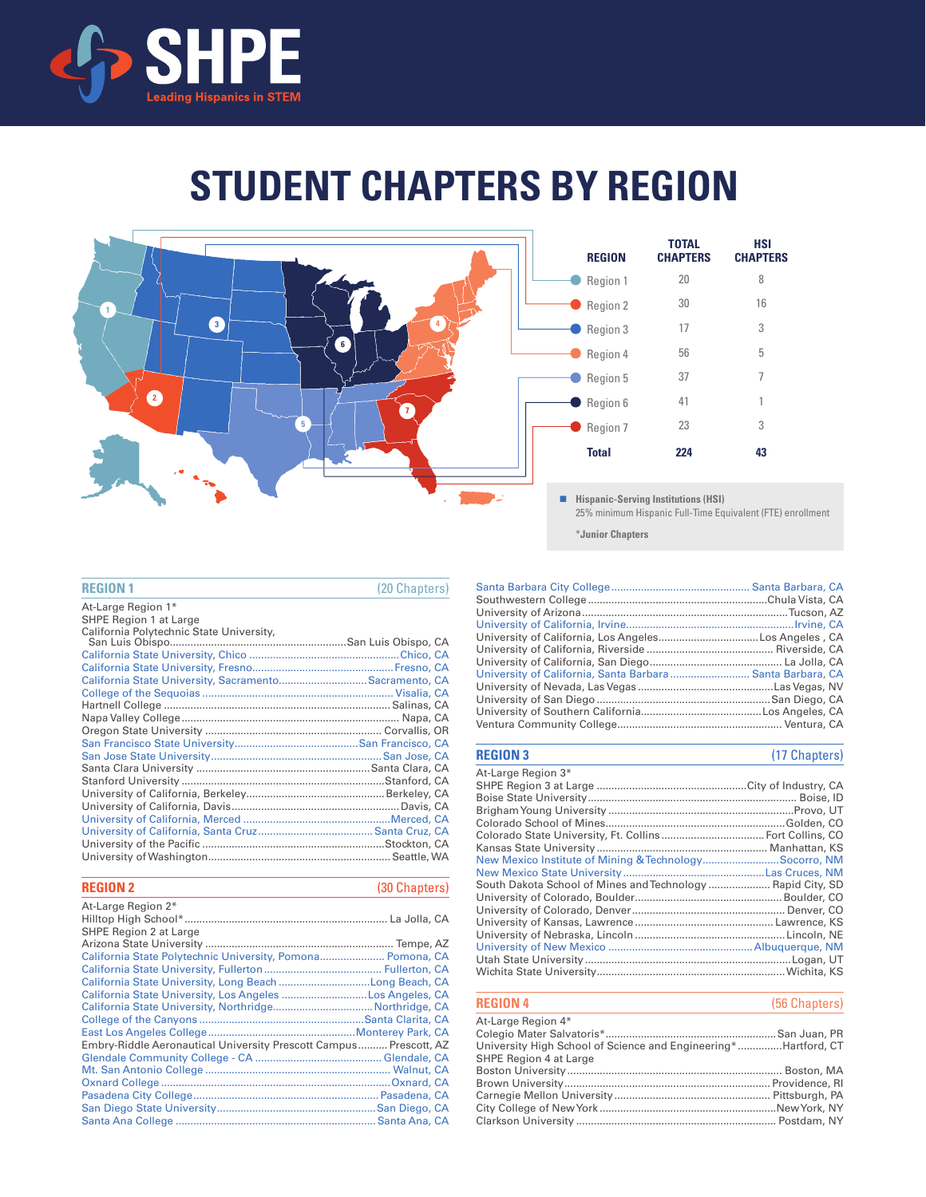# SHPE

Leading Hispanics in STEM

# STUDENT CHAPTERS BY REGION

| REGION | TOTAL CHAPTERS | HSI CHAPTERS |
|---|---|---|
| Region 1 | 20 | 8 |
| Region 2 | 30 | 16 |
| Region 3 | 17 | 3 |
| Region 4 | 56 | 5 |
| Region 5 | 37 | 7 |
| Region 6 | 41 | 1 |
| Region 7 | 23 | 3 |
| **Total** | **224** | **43** |

**Hispanic-Serving Institutions (HSI)**
25% minimum Hispanic Full-Time Equivalent (FTE) enrollment

***Junior Chapters**

## REGION 1 (20 Chapters)

- At-Large Region 1*
- SHPE Region 1 at Large
- California Polytechnic State University, San Luis Obispo — San Luis Obispo, CA
- California State University, Chico — Chico, CA
- California State University, Fresno — Fresno, CA
- California State University, Sacramento — Sacramento, CA
- College of the Sequoias — Visalia, CA
- Hartnell College — Salinas, CA
- Napa Valley College — Napa, CA
- Oregon State University — Corvallis, OR
- San Francisco State University — San Francisco, CA
- San Jose State University — San Jose, CA
- Santa Clara University — Santa Clara, CA
- Stanford University — Stanford, CA
- University of California, Berkeley — Berkeley, CA
- University of California, Davis — Davis, CA
- University of California, Merced — Merced, CA
- University of California, Santa Cruz — Santa Cruz, CA
- University of the Pacific — Stockton, CA
- University of Washington — Seattle, WA

## REGION 2 (30 Chapters)

- At-Large Region 2*
- Hilltop High School* — La Jolla, CA
- SHPE Region 2 at Large
- Arizona State University — Tempe, AZ
- California State Polytechnic University, Pomona — Pomona, CA
- California State University, Fullerton — Fullerton, CA
- California State University, Long Beach — Long Beach, CA
- California State University, Los Angeles — Los Angeles, CA
- California State University, Northridge — Northridge, CA
- College of the Canyons — Santa Clarita, CA
- East Los Angeles College — Monterey Park, CA
- Embry-Riddle Aeronautical University Prescott Campus — Prescott, AZ
- Glendale Community College - CA — Glendale, CA
- Mt. San Antonio College — Walnut, CA
- Oxnard College — Oxnard, CA
- Pasadena City College — Pasadena, CA
- San Diego State University — San Diego, CA
- Santa Ana College — Santa Ana, CA
- Santa Barbara City College — Santa Barbara, CA
- Southwestern College — Chula Vista, CA
- University of Arizona — Tucson, AZ
- University of California, Irvine — Irvine, CA
- University of California, Los Angeles — Los Angeles , CA
- University of California, Riverside — Riverside, CA
- University of California, San Diego — La Jolla, CA
- University of California, Santa Barbara — Santa Barbara, CA
- University of Nevada, Las Vegas — Las Vegas, NV
- University of San Diego — San Diego, CA
- University of Southern California — Los Angeles, CA
- Ventura Community College — Ventura, CA

## REGION 3 (17 Chapters)

- At-Large Region 3*
- SHPE Region 3 at Large — City of Industry, CA
- Boise State University — Boise, ID
- Brigham Young University — Provo, UT
- Colorado School of Mines — Golden, CO
- Colorado State University, Ft. Collins — Fort Collins, CO
- Kansas State University — Manhattan, KS
- New Mexico Institute of Mining & Technology — Socorro, NM
- New Mexico State University — Las Cruces, NM
- South Dakota School of Mines and Technology — Rapid City, SD
- University of Colorado, Boulder — Boulder, CO
- University of Colorado, Denver — Denver, CO
- University of Kansas, Lawrence — Lawrence, KS
- University of Nebraska, Lincoln — Lincoln, NE
- University of New Mexico — Albuquerque, NM
- Utah State University — Logan, UT
- Wichita State University — Wichita, KS

## REGION 4 (56 Chapters)

- At-Large Region 4*
- Colegio Mater Salvatoris* — San Juan, PR
- University High School of Science and Engineering* — Hartford, CT
- SHPE Region 4 at Large
- Boston University — Boston, MA
- Brown University — Providence, RI
- Carnegie Mellon University — Pittsburgh, PA
- City College of New York — New York, NY
- Clarkson University — Postdam, NY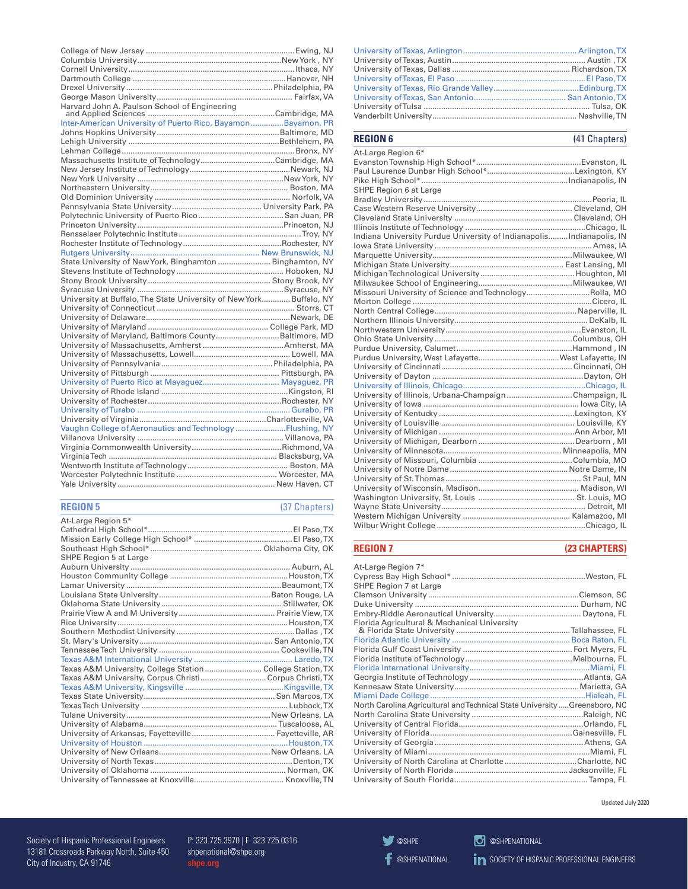College of New Jersey ........ Ewing, NJ
Columbia University ........ New York, NY
Cornell University ........ Ithaca, NY
Dartmouth College ........ Hanover, NH
Drexel University ........ Philadelphia, PA
George Mason University ........ Fairfax, VA
Harvard John A. Paulson School of Engineering and Applied Sciences ........ Cambridge, MA
Inter-American University of Puerto Rico, Bayamon ........ Bayamon, PR
Johns Hopkins University ........ Baltimore, MD
Lehigh University ........ Bethlehem, PA
Lehman College ........ Bronx, NY
Massachusetts Institute of Technology ........ Cambridge, MA
New Jersey Institute of Technology ........ Newark, NJ
New York University ........ New York, NY
Northeastern University ........ Boston, MA
Old Dominion University ........ Norfolk, VA
Pennsylvania State University ........ University Park, PA
Polytechnic University of Puerto Rico ........ San Juan, PR
Princeton University ........ Princeton, NJ
Rensselaer Polytechnic Institute ........ Troy, NY
Rochester Institute of Technology ........ Rochester, NY
Rutgers University ........ New Brunswick, NJ
State University of New York, Binghamton ........ Binghamton, NY
Stevens Institute of Technology ........ Hoboken, NJ
Stony Brook University ........ Stony Brook, NY
Syracuse University ........ Syracuse, NY
University at Buffalo, The State University of New York ........ Buffalo, NY
University of Connecticut ........ Storrs, CT
University of Delaware ........ Newark, DE
University of Maryland ........ College Park, MD
University of Maryland, Baltimore County ........ Baltimore, MD
University of Massachusetts, Amherst ........ Amherst, MA
University of Massachusetts, Lowell ........ Lowell, MA
University of Pennsylvania ........ Philadelphia, PA
University of Pittsburgh ........ Pittsburgh, PA
University of Puerto Rico at Mayaguez ........ Mayaguez, PR
University of Rhode Island ........ Kingston, RI
University of Rochester ........ Rochester, NY
University of Turabo ........ Gurabo, PR
University of Virginia ........ Charlottesville, VA
Vaughn College of Aeronautics and Technology ........ Flushing, NY
Villanova University ........ Villanova, PA
Virginia Commonwealth University ........ Richmond, VA
Virginia Tech ........ Blacksburg, VA
Wentworth Institute of Technology ........ Boston, MA
Worcester Polytechnic Institute ........ Worcester, MA
Yale University ........ New Haven, CT

## REGION 5 (37 Chapters)

At-Large Region 5*
Cathedral High School* ........ El Paso, TX
Mission Early College High School* ........ El Paso, TX
Southeast High School* ........ Oklahoma City, OK
SHPE Region 5 at Large
Auburn University ........ Auburn, AL
Houston Community College ........ Houston, TX
Lamar University ........ Beaumont, TX
Louisiana State University ........ Baton Rouge, LA
Oklahoma State University ........ Stillwater, OK
Prairie View A and M University ........ Prairie View, TX
Rice University ........ Houston, TX
Southern Methodist University ........ Dallas, TX
St. Mary's University ........ San Antonio, TX
Tennessee Tech University ........ Cookeville, TN
Texas A&M International University ........ Laredo, TX
Texas A&M University, College Station ........ College Station, TX
Texas A&M University, Corpus Christi ........ Corpus Christi, TX
Texas A&M University, Kingsville ........ Kingsville, TX
Texas State University ........ San Marcos, TX
Texas Tech University ........ Lubbock, TX
Tulane University ........ New Orleans, LA
University of Alabama ........ Tuscaloosa, AL
University of Arkansas, Fayetteville ........ Fayetteville, AR
University of Houston ........ Houston, TX
University of New Orleans ........ New Orleans, LA
University of North Texas ........ Denton, TX
University of Oklahoma ........ Norman, OK
University of Tennessee at Knoxville ........ Knoxville, TN
University of Texas, Arlington ........ Arlington, TX
University of Texas, Austin ........ Austin, TX
University of Texas, Dallas ........ Richardson, TX
University of Texas, El Paso ........ El Paso, TX
University of Texas, Rio Grande Valley ........ Edinburg, TX
University of Texas, San Antonio ........ San Antonio, TX
University of Tulsa ........ Tulsa, OK
Vanderbilt University ........ Nashville, TN

## REGION 6 (41 Chapters)

At-Large Region 6*
Evanston Township High School* ........ Evanston, IL
Paul Laurence Dunbar High School* ........ Lexington, KY
Pike High School* ........ Indianapolis, IN
SHPE Region 6 at Large
Bradley University ........ Peoria, IL
Case Western Reserve University ........ Cleveland, OH
Cleveland State University ........ Cleveland, OH
Illinois Institute of Technology ........ Chicago, IL
Indiana University Purdue University of Indianapolis ........ Indianapolis, IN
Iowa State University ........ Ames, IA
Marquette University ........ Milwaukee, WI
Michigan State University ........ East Lansing, MI
Michigan Technological University ........ Houghton, MI
Milwaukee School of Engineering ........ Milwaukee, WI
Missouri University of Science and Technology ........ Rolla, MO
Morton College ........ Cicero, IL
North Central College ........ Naperville, IL
Northern Illinois University ........ DeKalb, IL
Northwestern University ........ Evanston, IL
Ohio State University ........ Columbus, OH
Purdue University, Calumet ........ Hammond, IN
Purdue University, West Lafayette ........ West Lafayette, IN
University of Cincinnati ........ Cincinnati, OH
University of Dayton ........ Dayton, OH
University of Illinois, Chicago ........ Chicago, IL
University of Illinois, Urbana-Champaign ........ Champaign, IL
University of Iowa ........ Iowa City, IA
University of Kentucky ........ Lexington, KY
University of Louisville ........ Louisville, KY
University of Michigan ........ Ann Arbor, MI
University of Michigan, Dearborn ........ Dearborn, MI
University of Minnesota ........ Minneapolis, MN
University of Missouri, Columbia ........ Columbia, MO
University of Notre Dame ........ Notre Dame, IN
University of St. Thomas ........ St Paul, MN
University of Wisconsin, Madison ........ Madison, WI
Washington University, St. Louis ........ St. Louis, MO
Wayne State University ........ Detroit, MI
Western Michigan University ........ Kalamazoo, MI
Wilbur Wright College ........ Chicago, IL

## REGION 7 (23 CHAPTERS)

At-Large Region 7*
Cypress Bay High School* ........ Weston, FL
SHPE Region 7 at Large
Clemson University ........ Clemson, SC
Duke University ........ Durham, NC
Embry-Riddle Aeronautical University ........ Daytona, FL
Florida Agricultural & Mechanical University & Florida State University ........ Tallahassee, FL
Florida Atlantic University ........ Boca Raton, FL
Florida Gulf Coast University ........ Fort Myers, FL
Florida Institute of Technology ........ Melbourne, FL
Florida International University ........ Miami, FL
Georgia Institute of Technology ........ Atlanta, GA
Kennesaw State University ........ Marietta, GA
Miami Dade College ........ Hialeah, FL
North Carolina Agricultural and Technical State University ........ Greensboro, NC
North Carolina State University ........ Raleigh, NC
University of Central Florida ........ Orlando, FL
University of Florida ........ Gainesville, FL
University of Georgia ........ Athens, GA
University of Miami ........ Miami, FL
University of North Carolina at Charlotte ........ Charlotte, NC
University of North Florida ........ Jacksonville, FL
University of South Florida ........ Tampa, FL

Updated July 2020

Society of Hispanic Professional Engineers
13181 Crossroads Parkway North, Suite 450
City of Industry, CA 91746

P: 323.725.3970 | F: 323.725.0316
shpenational@shpe.org
shpe.org

@SHPE
@SHPENATIONAL
@SHPENATIONAL
SOCIETY OF HISPANIC PROFESSIONAL ENGINEERS